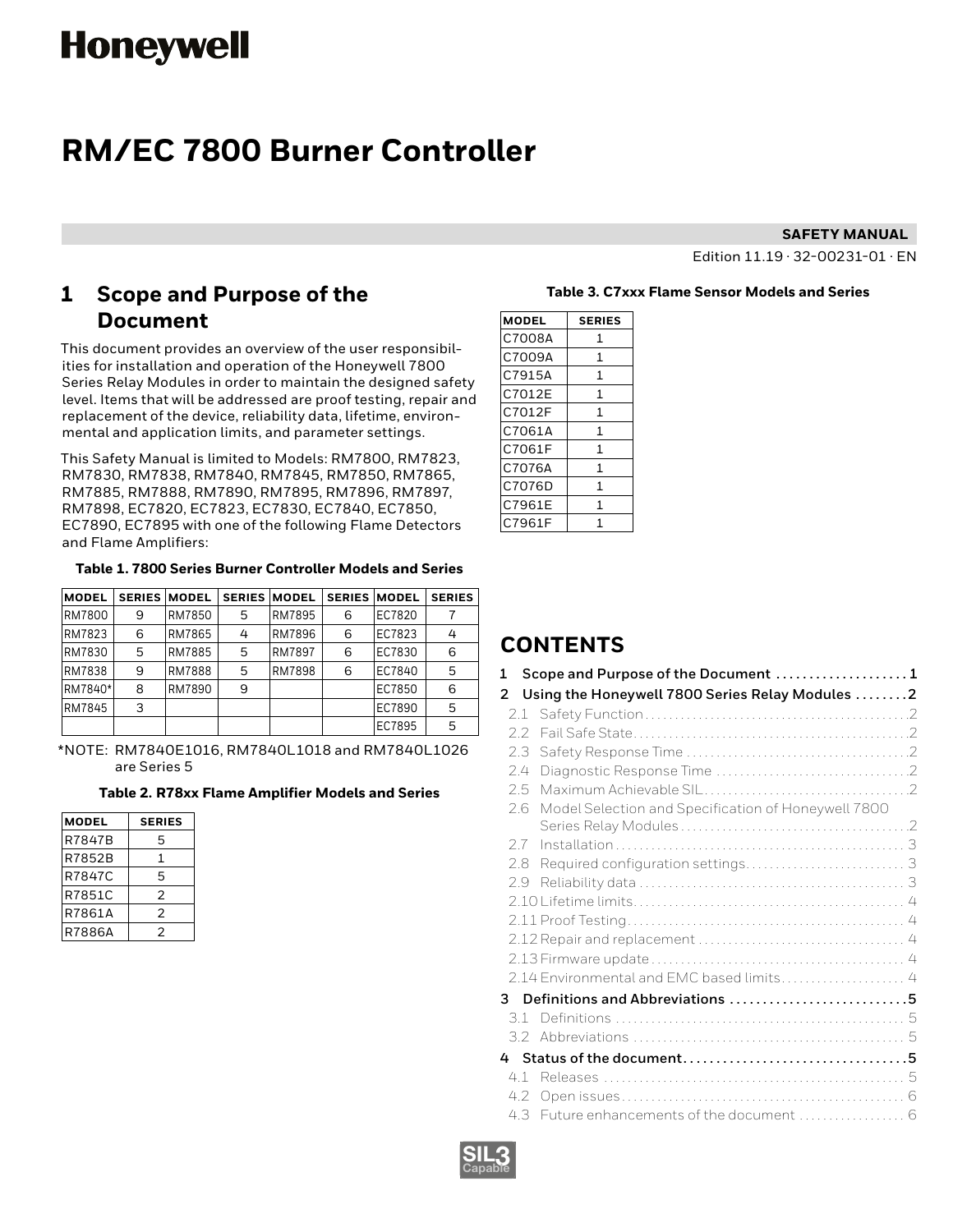Honeywell

# RM/EC 7800 Burner Controller

**SAFETY MANUAL**

Edition 11.19 · 32-00231-01 · EN

## 1 Scope and Purpose of the Document

This document provides an overview of the user responsibilities for installation and operation of the Honeywell 7800 Series Relay Modules in order to maintain the designed safety level. Items that will be addressed are proof testing, repair and replacement of the device, reliability data, lifetime, environmental and application limits, and parameter settings.

This Safety Manual is limited to Models: RM7800, RM7823, RM7830, RM7838, RM7840, RM7845, RM7850, RM7865, RM7885, RM7888, RM7890, RM7895, RM7896, RM7897, RM7898, EC7820, EC7823, EC7830, EC7840, EC7850, EC7890, EC7895 with one of the following Flame Detectors and Flame Amplifiers:

**Table 1. 7800 Series Burner Controller Models and Series**

| MODEL | SERIES | MODEL | SERIES | MODEL | SERIES | MODEL | SERIES |
|---|---|---|---|---|---|---|---|
| RM7800 | 9 | RM7850 | 5 | RM7895 | 6 | EC7820 | 7 |
| RM7823 | 6 | RM7865 | 4 | RM7896 | 6 | EC7823 | 4 |
| RM7830 | 5 | RM7885 | 5 | RM7897 | 6 | EC7830 | 6 |
| RM7838 | 9 | RM7888 | 5 | RM7898 | 6 | EC7840 | 5 |
| RM7840* | 8 | RM7890 | 9 | | | EC7850 | 6 |
| RM7845 | 3 | | | | | EC7890 | 5 |
| | | | | | | EC7895 | 5 |

*NOTE: RM7840E1016, RM7840L1018 and RM7840L1026 are Series 5

**Table 2. R78xx Flame Amplifier Models and Series**

| MODEL | SERIES |
|---|---|
| R7847B | 5 |
| R7852B | 1 |
| R7847C | 5 |
| R7851C | 2 |
| R7861A | 2 |
| R7886A | 2 |

**Table 3. C7xxx Flame Sensor Models and Series**

| MODEL | SERIES |
|---|---|
| C7008A | 1 |
| C7009A | 1 |
| C7915A | 1 |
| C7012E | 1 |
| C7012F | 1 |
| C7061A | 1 |
| C7061F | 1 |
| C7076A | 1 |
| C7076D | 1 |
| C7961E | 1 |
| C7961F | 1 |

## CONTENTS

1 Scope and Purpose of the Document .................... 1
2 Using the Honeywell 7800 Series Relay Modules ........ 2
- 2.1 Safety Function .................... 2
- 2.2 Fail Safe State .................... 2
- 2.3 Safety Response Time .................... 2
- 2.4 Diagnostic Response Time .................... 2
- 2.5 Maximum Achievable SIL .................... 2
- 2.6 Model Selection and Specification of Honeywell 7800 Series Relay Modules .................... 2
- 2.7 Installation .................... 3
- 2.8 Required configuration settings .................... 3
- 2.9 Reliability data .................... 3
- 2.10 Lifetime limits .................... 4
- 2.11 Proof Testing .................... 4
- 2.12 Repair and replacement .................... 4
- 2.13 Firmware update .................... 4
- 2.14 Environmental and EMC based limits .................... 4

3 Definitions and Abbreviations .................... 5
- 3.1 Definitions .................... 5
- 3.2 Abbreviations .................... 5

4 Status of the document .................... 5
- 4.1 Releases .................... 5
- 4.2 Open issues .................... 6
- 4.3 Future enhancements of the document .................... 6

SIL3 Capable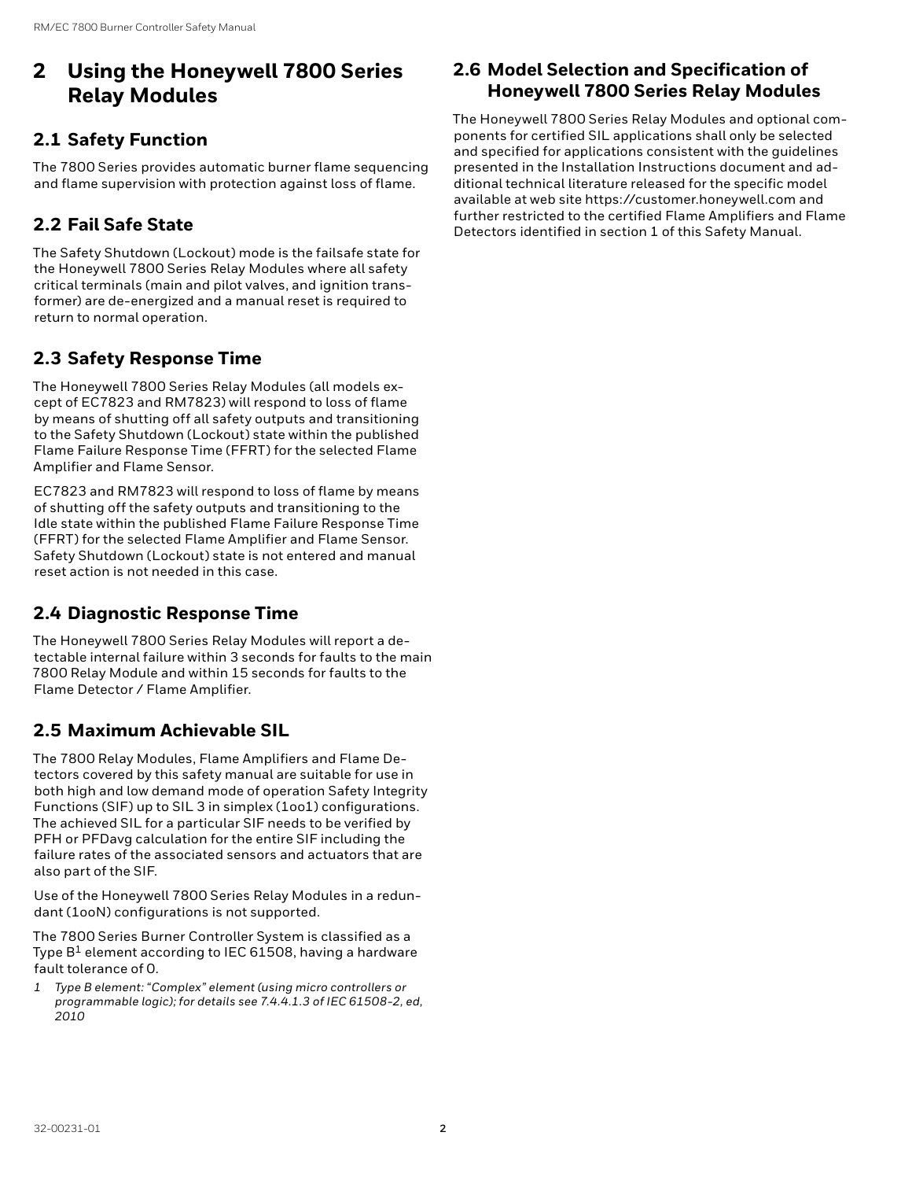# 2 Using the Honeywell 7800 Series Relay Modules

## 2.1 Safety Function

The 7800 Series provides automatic burner flame sequencing and flame supervision with protection against loss of flame.

## 2.2 Fail Safe State

The Safety Shutdown (Lockout) mode is the failsafe state for the Honeywell 7800 Series Relay Modules where all safety critical terminals (main and pilot valves, and ignition transformer) are de-energized and a manual reset is required to return to normal operation.

## 2.3 Safety Response Time

The Honeywell 7800 Series Relay Modules (all models except of EC7823 and RM7823) will respond to loss of flame by means of shutting off all safety outputs and transitioning to the Safety Shutdown (Lockout) state within the published Flame Failure Response Time (FFRT) for the selected Flame Amplifier and Flame Sensor.

EC7823 and RM7823 will respond to loss of flame by means of shutting off the safety outputs and transitioning to the Idle state within the published Flame Failure Response Time (FFRT) for the selected Flame Amplifier and Flame Sensor. Safety Shutdown (Lockout) state is not entered and manual reset action is not needed in this case.

## 2.4 Diagnostic Response Time

The Honeywell 7800 Series Relay Modules will report a detectable internal failure within 3 seconds for faults to the main 7800 Relay Module and within 15 seconds for faults to the Flame Detector / Flame Amplifier.

## 2.5 Maximum Achievable SIL

The 7800 Relay Modules, Flame Amplifiers and Flame Detectors covered by this safety manual are suitable for use in both high and low demand mode of operation Safety Integrity Functions (SIF) up to SIL 3 in simplex (1oo1) configurations. The achieved SIL for a particular SIF needs to be verified by PFH or PFDavg calculation for the entire SIF including the failure rates of the associated sensors and actuators that are also part of the SIF.

Use of the Honeywell 7800 Series Relay Modules in a redundant (1ooN) configurations is not supported.

The 7800 Series Burner Controller System is classified as a Type B[1] element according to IEC 61508, having a hardware fault tolerance of 0.

*1 Type B element: "Complex" element (using micro controllers or programmable logic); for details see 7.4.4.1.3 of IEC 61508-2, ed, 2010*

## 2.6 Model Selection and Specification of Honeywell 7800 Series Relay Modules

The Honeywell 7800 Series Relay Modules and optional components for certified SIL applications shall only be selected and specified for applications consistent with the guidelines presented in the Installation Instructions document and additional technical literature released for the specific model available at web site https://customer.honeywell.com and further restricted to the certified Flame Amplifiers and Flame Detectors identified in section 1 of this Safety Manual.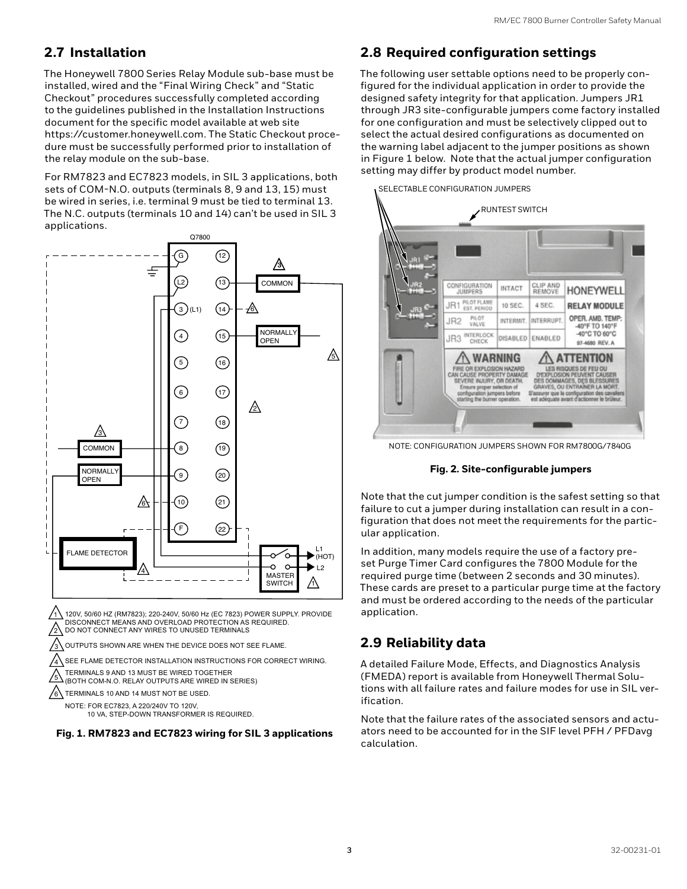## 2.7 Installation

The Honeywell 7800 Series Relay Module sub-base must be installed, wired and the "Final Wiring Check" and "Static Checkout" procedures successfully completed according to the guidelines published in the Installation Instructions document for the specific model available at web site https://customer.honeywell.com. The Static Checkout procedure must be successfully performed prior to installation of the relay module on the sub-base.

For RM7823 and EC7823 models, in SIL 3 applications, both sets of COM-N.O. outputs (terminals 8, 9 and 13, 15) must be wired in series, i.e. terminal 9 must be tied to terminal 13. The N.C. outputs (terminals 10 and 14) can't be used in SIL 3 applications.

1. 120V, 50/60 HZ (RM7823); 220-240V, 50/60 Hz (EC 7823) POWER SUPPLY. PROVIDE DISCONNECT MEANS AND OVERLOAD PROTECTION AS REQUIRED.
2. DO NOT CONNECT ANY WIRES TO UNUSED TERMINALS
3. OUTPUTS SHOWN ARE WHEN THE DEVICE DOES NOT SEE FLAME.
4. SEE FLAME DETECTOR INSTALLATION INSTRUCTIONS FOR CORRECT WIRING.
5. TERMINALS 9 AND 13 MUST BE WIRED TOGETHER (BOTH COM-N.O. RELAY OUTPUTS ARE WIRED IN SERIES)
6. TERMINALS 10 AND 14 MUST NOT BE USED.

NOTE: FOR EC7823, A 220/240V TO 120V, 10 VA, STEP-DOWN TRANSFORMER IS REQUIRED.

**Fig. 1. RM7823 and EC7823 wiring for SIL 3 applications**

## 2.8 Required configuration settings

The following user settable options need to be properly configured for the individual application in order to provide the designed safety integrity for that application. Jumpers JR1 through JR3 site-configurable jumpers come factory installed for one configuration and must be selectively clipped out to select the actual desired configurations as documented on the warning label adjacent to the jumper positions as shown in Figure 1 below. Note that the actual jumper configuration setting may differ by product model number.

NOTE: CONFIGURATION JUMPERS SHOWN FOR RM7800G/7840G

**Fig. 2. Site-configurable jumpers**

Note that the cut jumper condition is the safest setting so that failure to cut a jumper during installation can result in a configuration that does not meet the requirements for the particular application.

In addition, many models require the use of a factory preset Purge Timer Card configures the 7800 Module for the required purge time (between 2 seconds and 30 minutes). These cards are preset to a particular purge time at the factory and must be ordered according to the needs of the particular application.

## 2.9 Reliability data

A detailed Failure Mode, Effects, and Diagnostics Analysis (FMEDA) report is available from Honeywell Thermal Solutions with all failure rates and failure modes for use in SIL verification.

Note that the failure rates of the associated sensors and actuators need to be accounted for in the SIF level PFH / PFDavg calculation.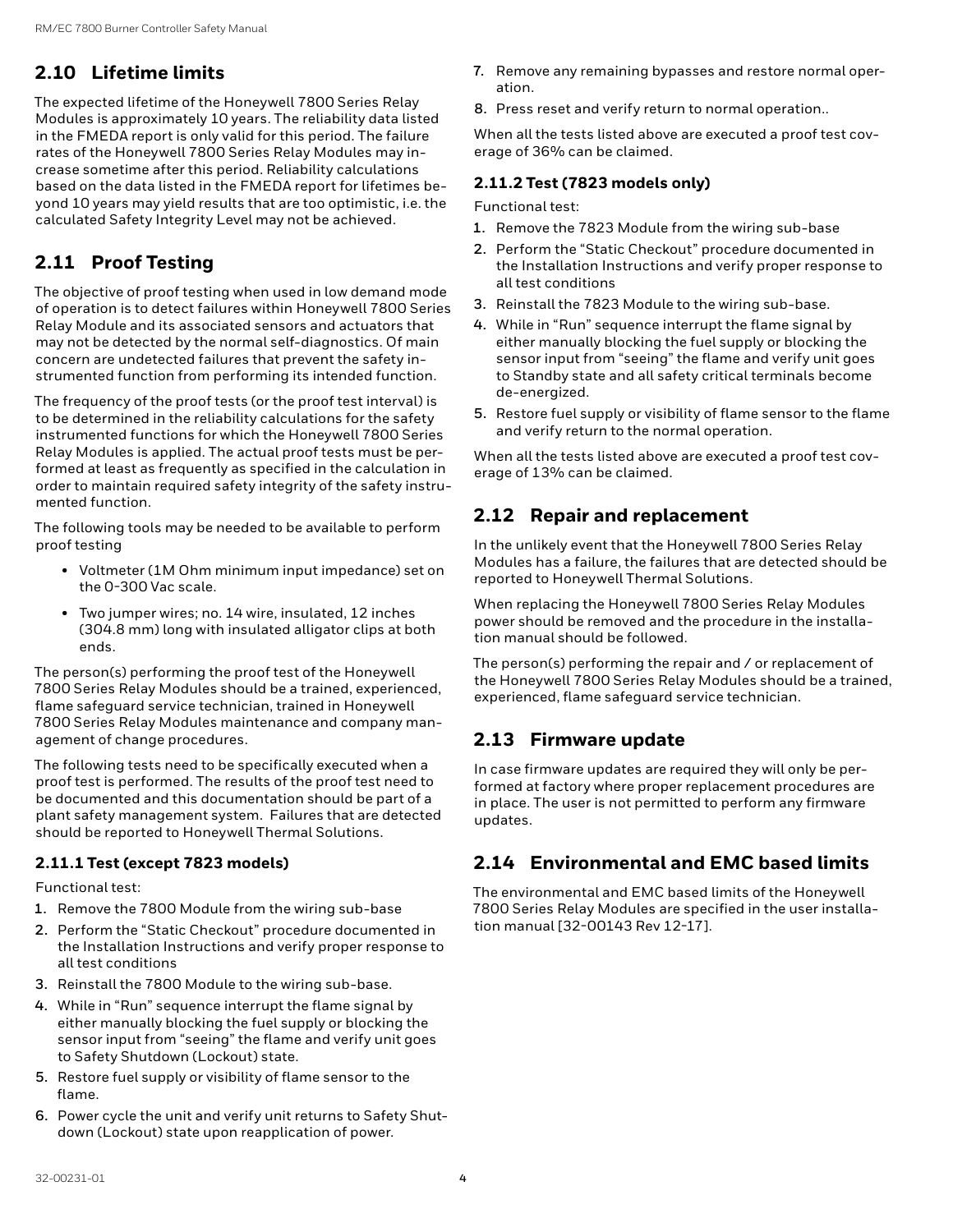## 2.10 Lifetime limits

The expected lifetime of the Honeywell 7800 Series Relay Modules is approximately 10 years. The reliability data listed in the FMEDA report is only valid for this period. The failure rates of the Honeywell 7800 Series Relay Modules may increase sometime after this period. Reliability calculations based on the data listed in the FMEDA report for lifetimes beyond 10 years may yield results that are too optimistic, i.e. the calculated Safety Integrity Level may not be achieved.

## 2.11 Proof Testing

The objective of proof testing when used in low demand mode of operation is to detect failures within Honeywell 7800 Series Relay Module and its associated sensors and actuators that may not be detected by the normal self-diagnostics. Of main concern are undetected failures that prevent the safety instrumented function from performing its intended function.

The frequency of the proof tests (or the proof test interval) is to be determined in the reliability calculations for the safety instrumented functions for which the Honeywell 7800 Series Relay Modules is applied. The actual proof tests must be performed at least as frequently as specified in the calculation in order to maintain required safety integrity of the safety instrumented function.

The following tools may be needed to be available to perform proof testing

- Voltmeter (1M Ohm minimum input impedance) set on the 0-300 Vac scale.
- Two jumper wires; no. 14 wire, insulated, 12 inches (304.8 mm) long with insulated alligator clips at both ends.

The person(s) performing the proof test of the Honeywell 7800 Series Relay Modules should be a trained, experienced, flame safeguard service technician, trained in Honeywell 7800 Series Relay Modules maintenance and company management of change procedures.

The following tests need to be specifically executed when a proof test is performed. The results of the proof test need to be documented and this documentation should be part of a plant safety management system. Failures that are detected should be reported to Honeywell Thermal Solutions.

### 2.11.1 Test (except 7823 models)

Functional test:

1. Remove the 7800 Module from the wiring sub-base
2. Perform the “Static Checkout” procedure documented in the Installation Instructions and verify proper response to all test conditions
3. Reinstall the 7800 Module to the wiring sub-base.
4. While in “Run” sequence interrupt the flame signal by either manually blocking the fuel supply or blocking the sensor input from “seeing” the flame and verify unit goes to Safety Shutdown (Lockout) state.
5. Restore fuel supply or visibility of flame sensor to the flame.
6. Power cycle the unit and verify unit returns to Safety Shutdown (Lockout) state upon reapplication of power.
7. Remove any remaining bypasses and restore normal operation.
8. Press reset and verify return to normal operation..

When all the tests listed above are executed a proof test coverage of 36% can be claimed.

### 2.11.2 Test (7823 models only)

Functional test:

1. Remove the 7823 Module from the wiring sub-base
2. Perform the “Static Checkout” procedure documented in the Installation Instructions and verify proper response to all test conditions
3. Reinstall the 7823 Module to the wiring sub-base.
4. While in “Run” sequence interrupt the flame signal by either manually blocking the fuel supply or blocking the sensor input from “seeing” the flame and verify unit goes to Standby state and all safety critical terminals become de-energized.
5. Restore fuel supply or visibility of flame sensor to the flame and verify return to the normal operation.

When all the tests listed above are executed a proof test coverage of 13% can be claimed.

## 2.12 Repair and replacement

In the unlikely event that the Honeywell 7800 Series Relay Modules has a failure, the failures that are detected should be reported to Honeywell Thermal Solutions.

When replacing the Honeywell 7800 Series Relay Modules power should be removed and the procedure in the installation manual should be followed.

The person(s) performing the repair and / or replacement of the Honeywell 7800 Series Relay Modules should be a trained, experienced, flame safeguard service technician.

## 2.13 Firmware update

In case firmware updates are required they will only be performed at factory where proper replacement procedures are in place. The user is not permitted to perform any firmware updates.

## 2.14 Environmental and EMC based limits

The environmental and EMC based limits of the Honeywell 7800 Series Relay Modules are specified in the user installation manual [32-00143 Rev 12-17].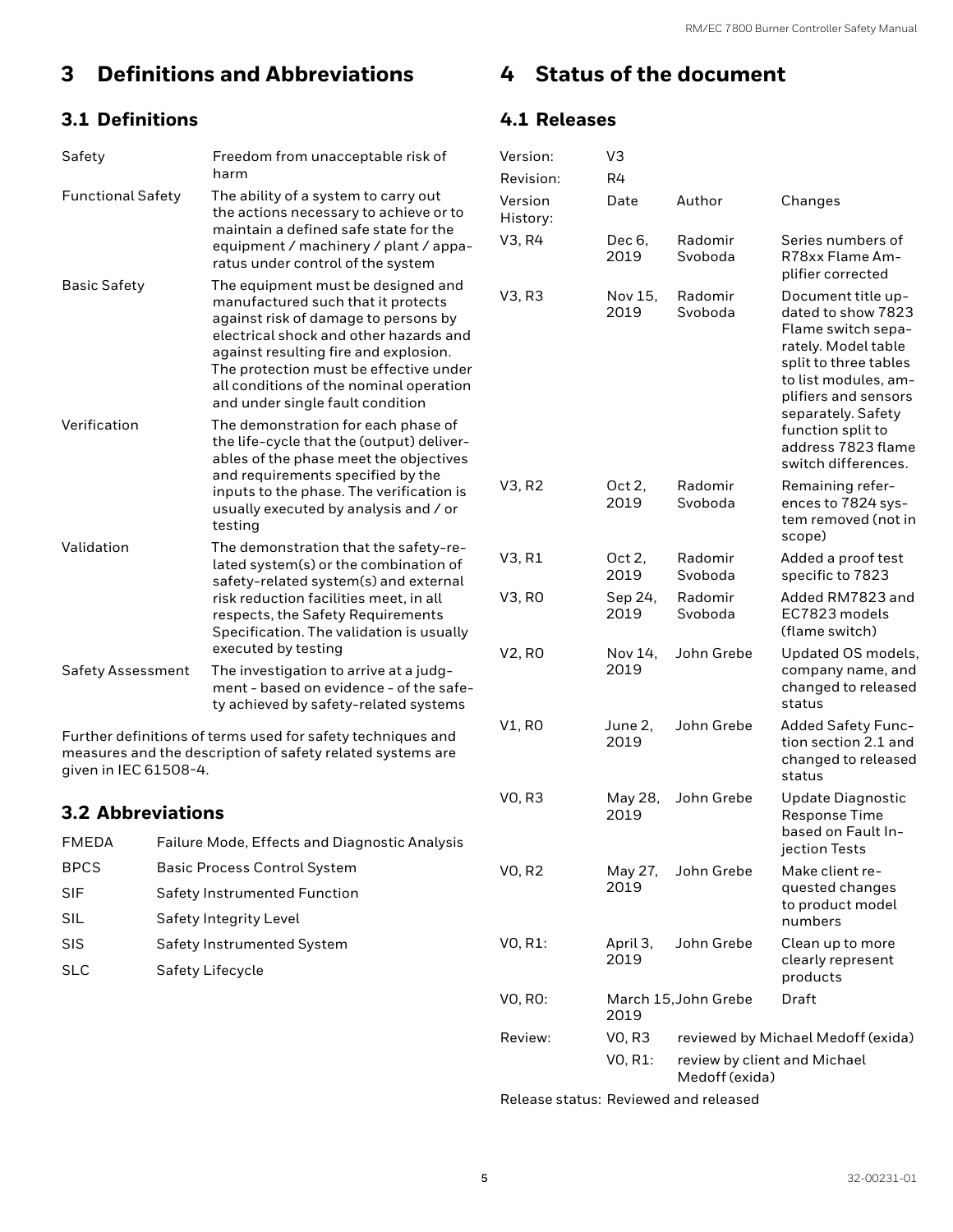# 3 Definitions and Abbreviations

## 3.1 Definitions

| | |
|---|---|
| Safety | Freedom from unacceptable risk of harm |
| Functional Safety | The ability of a system to carry out the actions necessary to achieve or to maintain a defined safe state for the equipment / machinery / plant / apparatus under control of the system |
| Basic Safety | The equipment must be designed and manufactured such that it protects against risk of damage to persons by electrical shock and other hazards and against resulting fire and explosion. The protection must be effective under all conditions of the nominal operation and under single fault condition |
| Verification | The demonstration for each phase of the life-cycle that the (output) deliverables of the phase meet the objectives and requirements specified by the inputs to the phase. The verification is usually executed by analysis and / or testing |
| Validation | The demonstration that the safety-related system(s) or the combination of safety-related system(s) and external risk reduction facilities meet, in all respects, the Safety Requirements Specification. The validation is usually executed by testing |
| Safety Assessment | The investigation to arrive at a judgment - based on evidence - of the safety achieved by safety-related systems |

Further definitions of terms used for safety techniques and measures and the description of safety related systems are given in IEC 61508-4.

## 3.2 Abbreviations

| | |
|---|---|
| FMEDA | Failure Mode, Effects and Diagnostic Analysis |
| BPCS | Basic Process Control System |
| SIF | Safety Instrumented Function |
| SIL | Safety Integrity Level |
| SIS | Safety Instrumented System |
| SLC | Safety Lifecycle |

# 4 Status of the document

## 4.1 Releases

| | | | |
|---|---|---|---|
| Version: | V3 | | |
| Revision: | R4 | | |
| Version History: | Date | Author | Changes |
| V3, R4 | Dec 6, 2019 | Radomir Svoboda | Series numbers of R78xx Flame Amplifier corrected |
| V3, R3 | Nov 15, 2019 | Radomir Svoboda | Document title updated to show 7823 Flame switch separately. Model table split to three tables to list modules, amplifiers and sensors separately. Safety function split to address 7823 flame switch differences. |
| V3, R2 | Oct 2, 2019 | Radomir Svoboda | Remaining references to 7824 system removed (not in scope) |
| V3, R1 | Oct 2, 2019 | Radomir Svoboda | Added a proof test specific to 7823 |
| V3, R0 | Sep 24, 2019 | Radomir Svoboda | Added RM7823 and EC7823 models (flame switch) |
| V2, R0 | Nov 14, 2019 | John Grebe | Updated OS models, company name, and changed to released status |
| V1, R0 | June 2, 2019 | John Grebe | Added Safety Function section 2.1 and changed to released status |
| V0, R3 | May 28, 2019 | John Grebe | Update Diagnostic Response Time based on Fault Injection Tests |
| V0, R2 | May 27, 2019 | John Grebe | Make client requested changes to product model numbers |
| V0, R1: | April 3, 2019 | John Grebe | Clean up to more clearly represent products |
| V0, R0: | March 15, 2019 | John Grebe | Draft |
| Review: | V0, R3 | reviewed by Michael Medoff (exida) | |
| | V0, R1: | review by client and Michael Medoff (exida) | |

Release status: Reviewed and released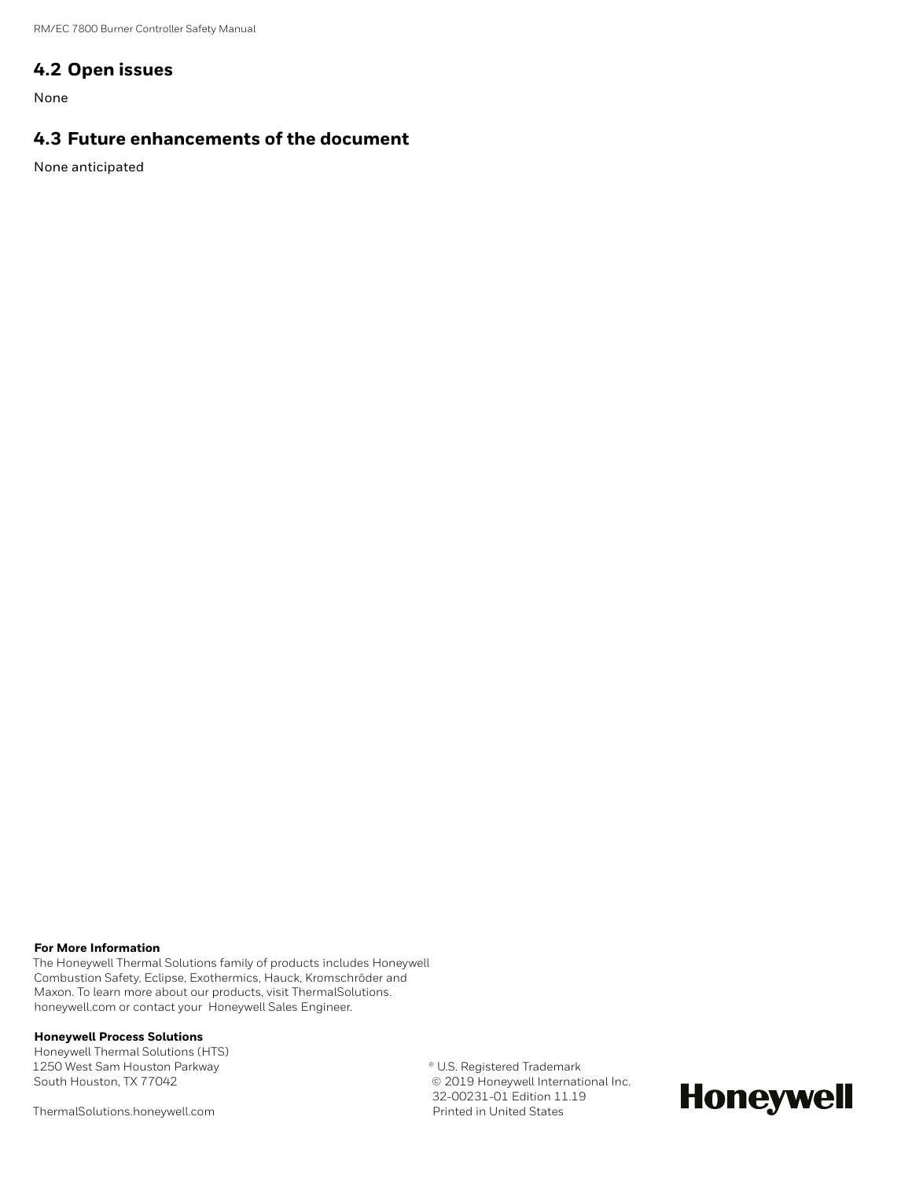## 4.2 Open issues

None

## 4.3 Future enhancements of the document

None anticipated

**For More Information**

The Honeywell Thermal Solutions family of products includes Honeywell Combustion Safety, Eclipse, Exothermics, Hauck, Kromschröder and Maxon. To learn more about our products, visit ThermalSolutions.honeywell.com or contact your Honeywell Sales Engineer.

**Honeywell Process Solutions**

Honeywell Thermal Solutions (HTS)
1250 West Sam Houston Parkway
South Houston, TX 77042

ThermalSolutions.honeywell.com

® U.S. Registered Trademark
© 2019 Honeywell International Inc.
32-00231-01 Edition 11.19
Printed in United States

Honeywell